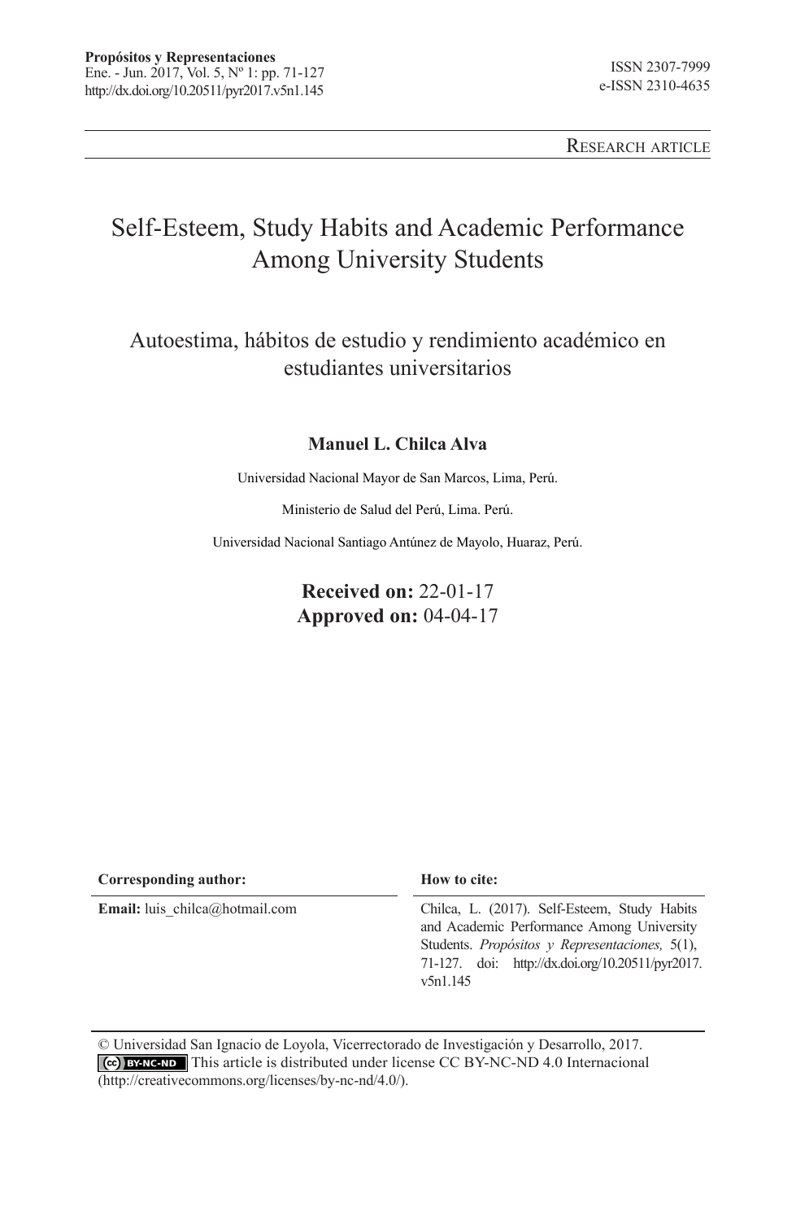Research article

# Self-Esteem, Study Habits and Academic Performance Among University Students

## Autoestima, hábitos de estudio y rendimiento académico en estudiantes universitarios

**Manuel L. Chilca Alva**

Universidad Nacional Mayor de San Marcos, Lima, Perú.

Ministerio de Salud del Perú, Lima. Perú.

Universidad Nacional Santiago Antúnez de Mayolo, Huaraz, Perú.

**Received on:** 22-01-17
**Approved on:** 04-04-17

**Corresponding author:**

**Email:** luis_chilca@hotmail.com

**How to cite:**

Chilca, L. (2017). Self-Esteem, Study Habits and Academic Performance Among University Students. *Propósitos y Representaciones,* 5(1), 71-127. doi: http://dx.doi.org/10.20511/pyr2017.v5n1.145

© Universidad San Ignacio de Loyola, Vicerrectorado de Investigación y Desarrollo, 2017.
This article is distributed under license CC BY-NC-ND 4.0 Internacional (http://creativecommons.org/licenses/by-nc-nd/4.0/).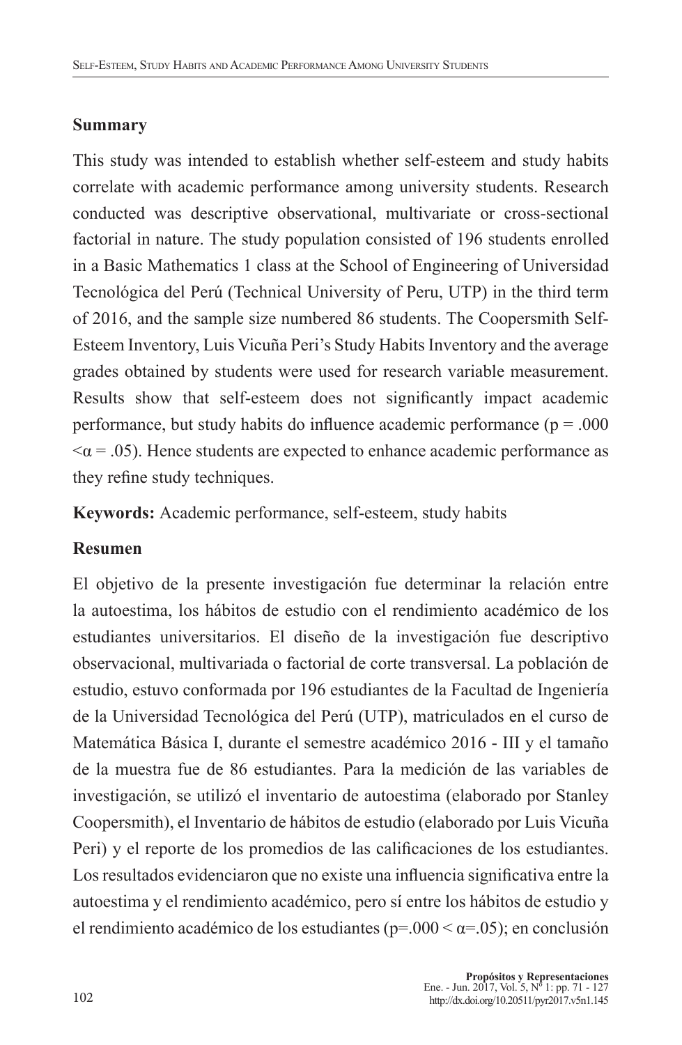**Summary**

This study was intended to establish whether self-esteem and study habits correlate with academic performance among university students. Research conducted was descriptive observational, multivariate or cross-sectional factorial in nature. The study population consisted of 196 students enrolled in a Basic Mathematics 1 class at the School of Engineering of Universidad Tecnológica del Perú (Technical University of Peru, UTP) in the third term of 2016, and the sample size numbered 86 students. The Coopersmith Self-Esteem Inventory, Luis Vicuña Peri's Study Habits Inventory and the average grades obtained by students were used for research variable measurement. Results show that self-esteem does not significantly impact academic performance, but study habits do influence academic performance ($p = .000 < \alpha = .05$). Hence students are expected to enhance academic performance as they refine study techniques.

**Keywords:** Academic performance, self-esteem, study habits

**Resumen**

El objetivo de la presente investigación fue determinar la relación entre la autoestima, los hábitos de estudio con el rendimiento académico de los estudiantes universitarios. El diseño de la investigación fue descriptivo observacional, multivariada o factorial de corte transversal. La población de estudio, estuvo conformada por 196 estudiantes de la Facultad de Ingeniería de la Universidad Tecnológica del Perú (UTP), matriculados en el curso de Matemática Básica I, durante el semestre académico 2016 - III y el tamaño de la muestra fue de 86 estudiantes. Para la medición de las variables de investigación, se utilizó el inventario de autoestima (elaborado por Stanley Coopersmith), el Inventario de hábitos de estudio (elaborado por Luis Vicuña Peri) y el reporte de los promedios de las calificaciones de los estudiantes. Los resultados evidenciaron que no existe una influencia significativa entre la autoestima y el rendimiento académico, pero sí entre los hábitos de estudio y el rendimiento académico de los estudiantes ($p=.000 < \alpha=.05$); en conclusión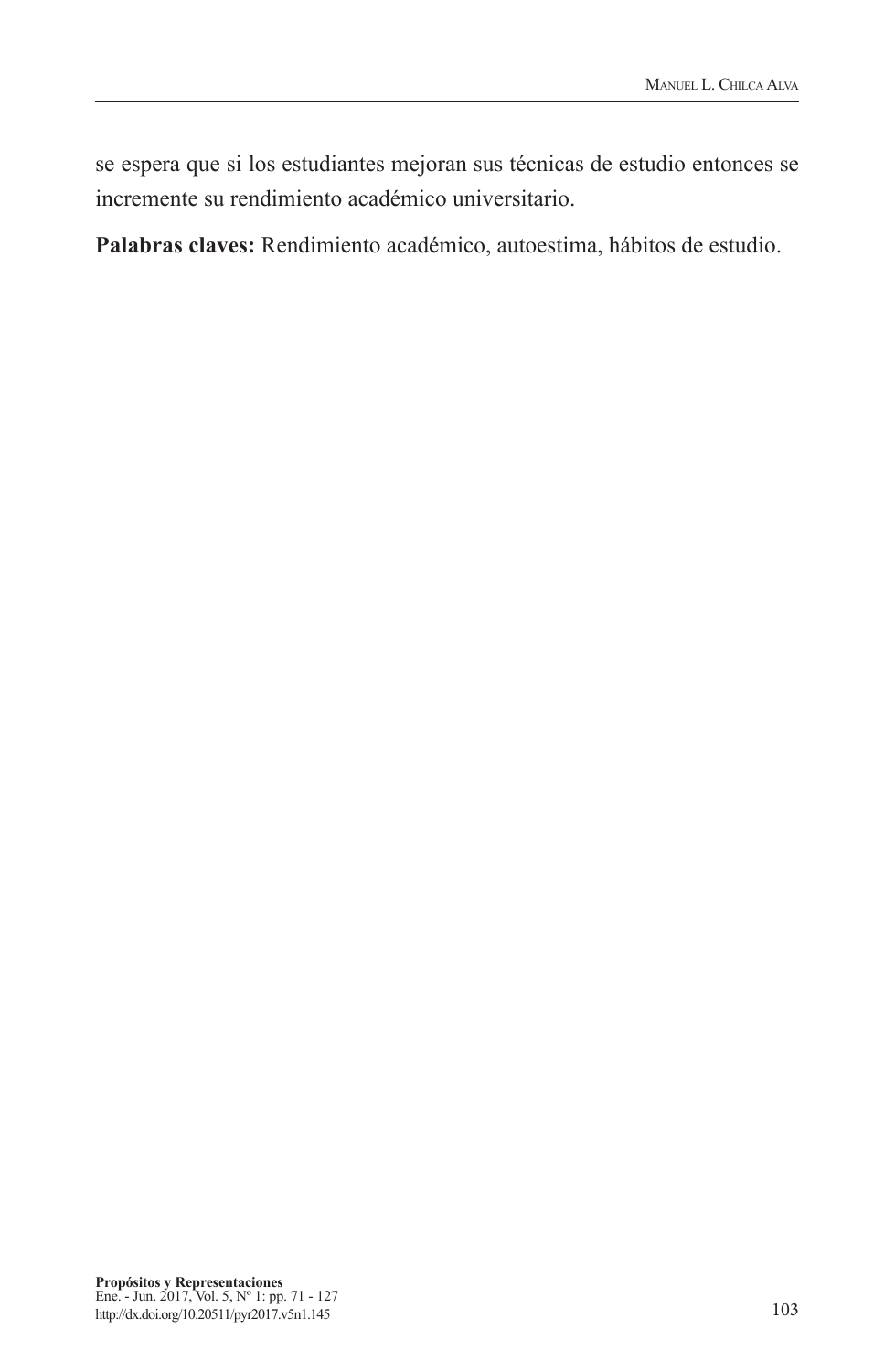se espera que si los estudiantes mejoran sus técnicas de estudio entonces se incremente su rendimiento académico universitario.

**Palabras claves:** Rendimiento académico, autoestima, hábitos de estudio.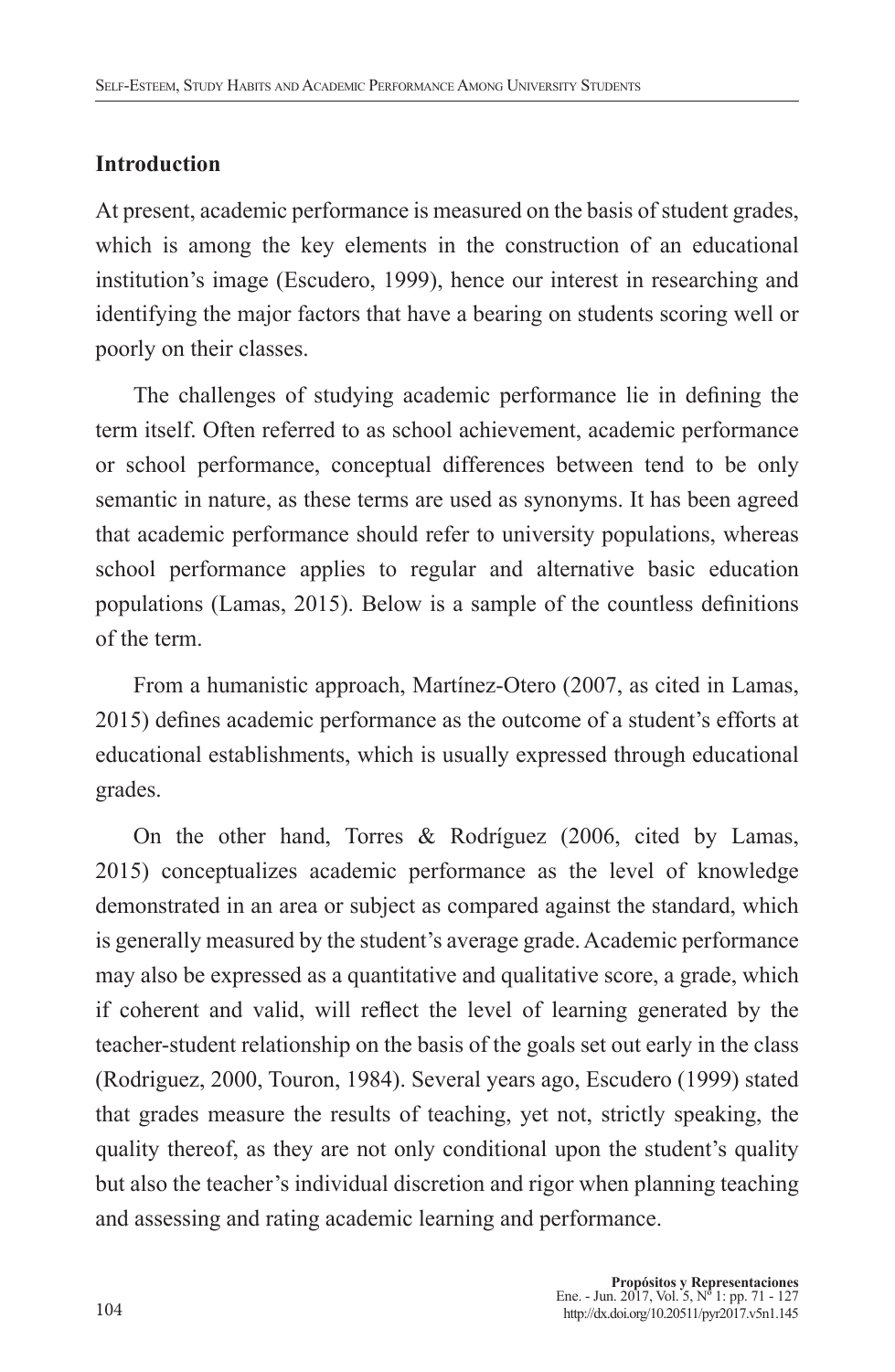## Introduction

At present, academic performance is measured on the basis of student grades, which is among the key elements in the construction of an educational institution's image (Escudero, 1999), hence our interest in researching and identifying the major factors that have a bearing on students scoring well or poorly on their classes.

The challenges of studying academic performance lie in defining the term itself. Often referred to as school achievement, academic performance or school performance, conceptual differences between tend to be only semantic in nature, as these terms are used as synonyms. It has been agreed that academic performance should refer to university populations, whereas school performance applies to regular and alternative basic education populations (Lamas, 2015). Below is a sample of the countless definitions of the term.

From a humanistic approach, Martínez-Otero (2007, as cited in Lamas, 2015) defines academic performance as the outcome of a student's efforts at educational establishments, which is usually expressed through educational grades.

On the other hand, Torres & Rodríguez (2006, cited by Lamas, 2015) conceptualizes academic performance as the level of knowledge demonstrated in an area or subject as compared against the standard, which is generally measured by the student's average grade. Academic performance may also be expressed as a quantitative and qualitative score, a grade, which if coherent and valid, will reflect the level of learning generated by the teacher-student relationship on the basis of the goals set out early in the class (Rodriguez, 2000, Touron, 1984). Several years ago, Escudero (1999) stated that grades measure the results of teaching, yet not, strictly speaking, the quality thereof, as they are not only conditional upon the student's quality but also the teacher's individual discretion and rigor when planning teaching and assessing and rating academic learning and performance.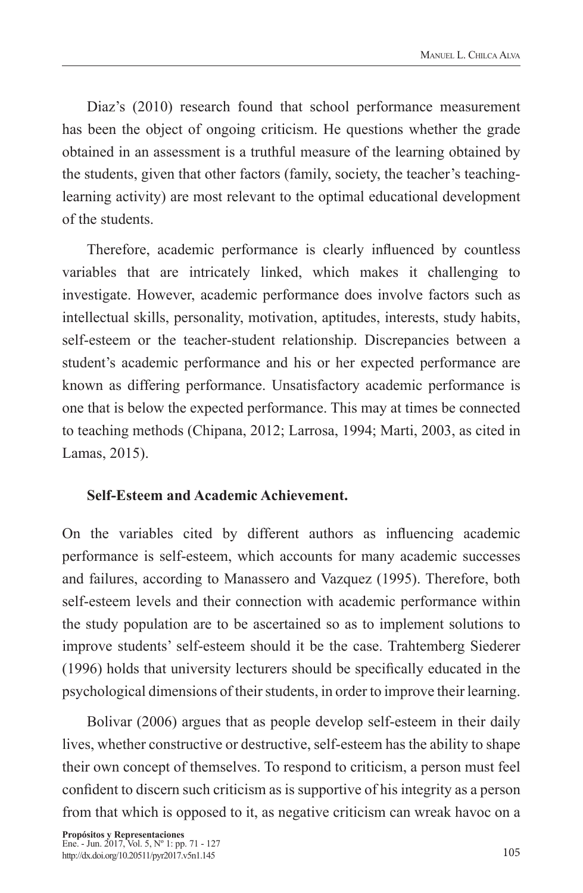Diaz's (2010) research found that school performance measurement has been the object of ongoing criticism. He questions whether the grade obtained in an assessment is a truthful measure of the learning obtained by the students, given that other factors (family, society, the teacher's teaching-learning activity) are most relevant to the optimal educational development of the students.

Therefore, academic performance is clearly influenced by countless variables that are intricately linked, which makes it challenging to investigate. However, academic performance does involve factors such as intellectual skills, personality, motivation, aptitudes, interests, study habits, self-esteem or the teacher-student relationship. Discrepancies between a student's academic performance and his or her expected performance are known as differing performance. Unsatisfactory academic performance is one that is below the expected performance. This may at times be connected to teaching methods (Chipana, 2012; Larrosa, 1994; Marti, 2003, as cited in Lamas, 2015).

**Self-Esteem and Academic Achievement.**

On the variables cited by different authors as influencing academic performance is self-esteem, which accounts for many academic successes and failures, according to Manassero and Vazquez (1995). Therefore, both self-esteem levels and their connection with academic performance within the study population are to be ascertained so as to implement solutions to improve students' self-esteem should it be the case. Trahtemberg Siederer (1996) holds that university lecturers should be specifically educated in the psychological dimensions of their students, in order to improve their learning.

Bolivar (2006) argues that as people develop self-esteem in their daily lives, whether constructive or destructive, self-esteem has the ability to shape their own concept of themselves. To respond to criticism, a person must feel confident to discern such criticism as is supportive of his integrity as a person from that which is opposed to it, as negative criticism can wreak havoc on a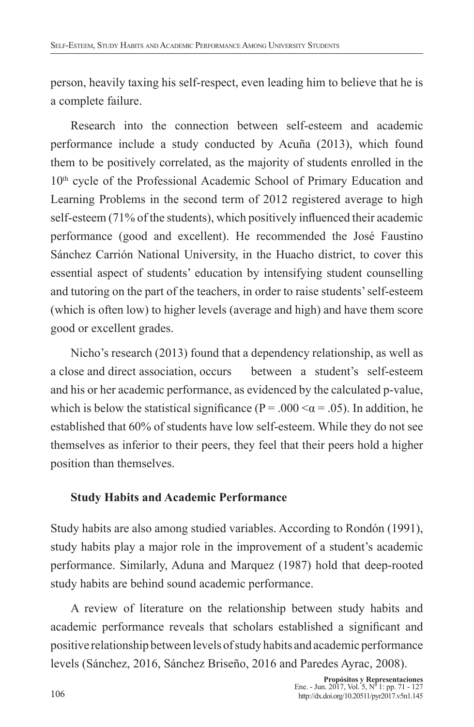person, heavily taxing his self-respect, even leading him to believe that he is a complete failure.

Research into the connection between self-esteem and academic performance include a study conducted by Acuña (2013), which found them to be positively correlated, as the majority of students enrolled in the 10th cycle of the Professional Academic School of Primary Education and Learning Problems in the second term of 2012 registered average to high self-esteem (71% of the students), which positively influenced their academic performance (good and excellent). He recommended the José Faustino Sánchez Carrión National University, in the Huacho district, to cover this essential aspect of students' education by intensifying student counselling and tutoring on the part of the teachers, in order to raise students' self-esteem (which is often low) to higher levels (average and high) and have them score good or excellent grades.

Nicho's research (2013) found that a dependency relationship, as well as a close and direct association, occurs between a student's self-esteem and his or her academic performance, as evidenced by the calculated p-value, which is below the statistical significance ($P = .000 < \alpha = .05$). In addition, he established that 60% of students have low self-esteem. While they do not see themselves as inferior to their peers, they feel that their peers hold a higher position than themselves.

**Study Habits and Academic Performance**

Study habits are also among studied variables. According to Rondón (1991), study habits play a major role in the improvement of a student's academic performance. Similarly, Aduna and Marquez (1987) hold that deep-rooted study habits are behind sound academic performance.

A review of literature on the relationship between study habits and academic performance reveals that scholars established a significant and positive relationship between levels of study habits and academic performance levels (Sánchez, 2016, Sánchez Briseño, 2016 and Paredes Ayrac, 2008).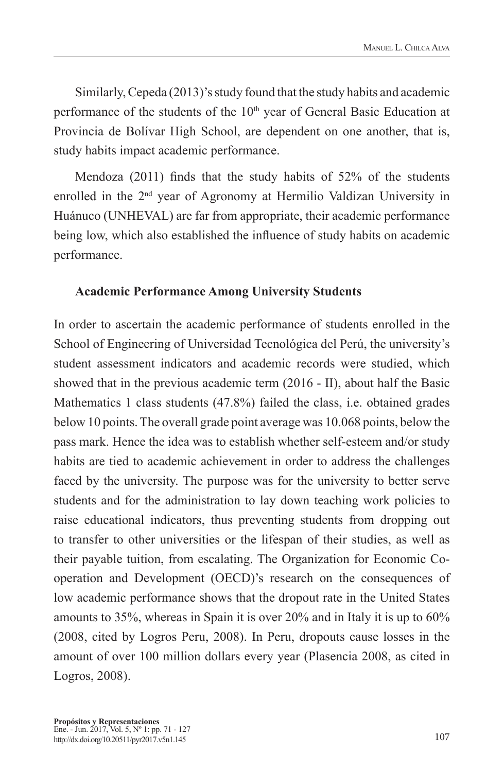Similarly, Cepeda (2013)'s study found that the study habits and academic performance of the students of the 10th year of General Basic Education at Provincia de Bolívar High School, are dependent on one another, that is, study habits impact academic performance.

Mendoza (2011) finds that the study habits of 52% of the students enrolled in the 2nd year of Agronomy at Hermilio Valdizan University in Huánuco (UNHEVAL) are far from appropriate, their academic performance being low, which also established the influence of study habits on academic performance.

### Academic Performance Among University Students

In order to ascertain the academic performance of students enrolled in the School of Engineering of Universidad Tecnológica del Perú, the university's student assessment indicators and academic records were studied, which showed that in the previous academic term (2016 - II), about half the Basic Mathematics 1 class students (47.8%) failed the class, i.e. obtained grades below 10 points. The overall grade point average was 10.068 points, below the pass mark. Hence the idea was to establish whether self-esteem and/or study habits are tied to academic achievement in order to address the challenges faced by the university. The purpose was for the university to better serve students and for the administration to lay down teaching work policies to raise educational indicators, thus preventing students from dropping out to transfer to other universities or the lifespan of their studies, as well as their payable tuition, from escalating. The Organization for Economic Co-operation and Development (OECD)'s research on the consequences of low academic performance shows that the dropout rate in the United States amounts to 35%, whereas in Spain it is over 20% and in Italy it is up to 60% (2008, cited by Logros Peru, 2008). In Peru, dropouts cause losses in the amount of over 100 million dollars every year (Plasencia 2008, as cited in Logros, 2008).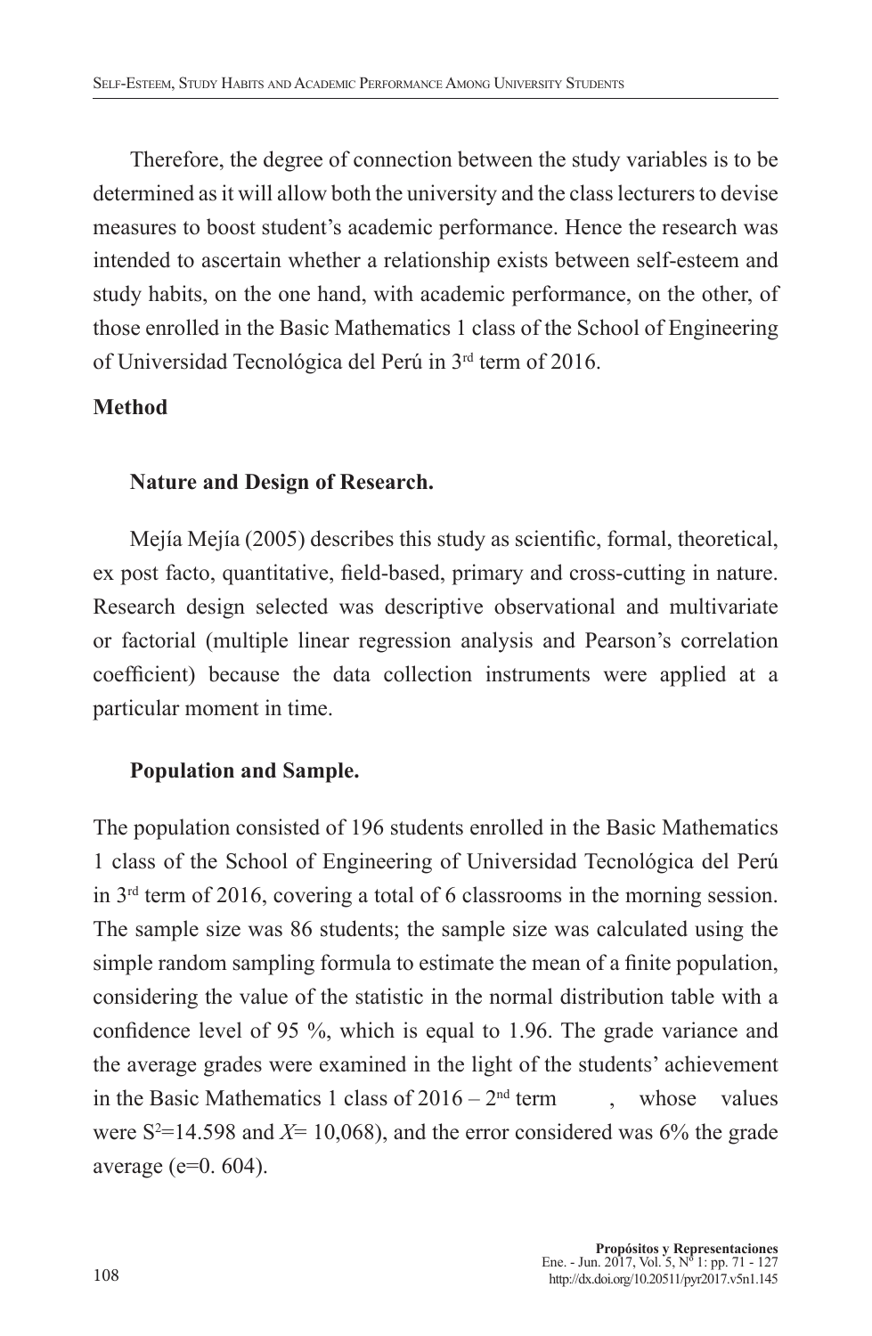Therefore, the degree of connection between the study variables is to be determined as it will allow both the university and the class lecturers to devise measures to boost student's academic performance. Hence the research was intended to ascertain whether a relationship exists between self-esteem and study habits, on the one hand, with academic performance, on the other, of those enrolled in the Basic Mathematics 1 class of the School of Engineering of Universidad Tecnológica del Perú in 3rd term of 2016.

## Method

### Nature and Design of Research.

Mejía Mejía (2005) describes this study as scientific, formal, theoretical, ex post facto, quantitative, field-based, primary and cross-cutting in nature. Research design selected was descriptive observational and multivariate or factorial (multiple linear regression analysis and Pearson's correlation coefficient) because the data collection instruments were applied at a particular moment in time.

### Population and Sample.

The population consisted of 196 students enrolled in the Basic Mathematics 1 class of the School of Engineering of Universidad Tecnológica del Perú in 3rd term of 2016, covering a total of 6 classrooms in the morning session. The sample size was 86 students; the sample size was calculated using the simple random sampling formula to estimate the mean of a finite population, considering the value of the statistic in the normal distribution table with a confidence level of 95 %, which is equal to 1.96. The grade variance and the average grades were examined in the light of the students' achievement in the Basic Mathematics 1 class of 2016 – 2nd term , whose values were $S^2$=14.598 and $X$= 10,068), and the error considered was 6% the grade average (e=0. 604).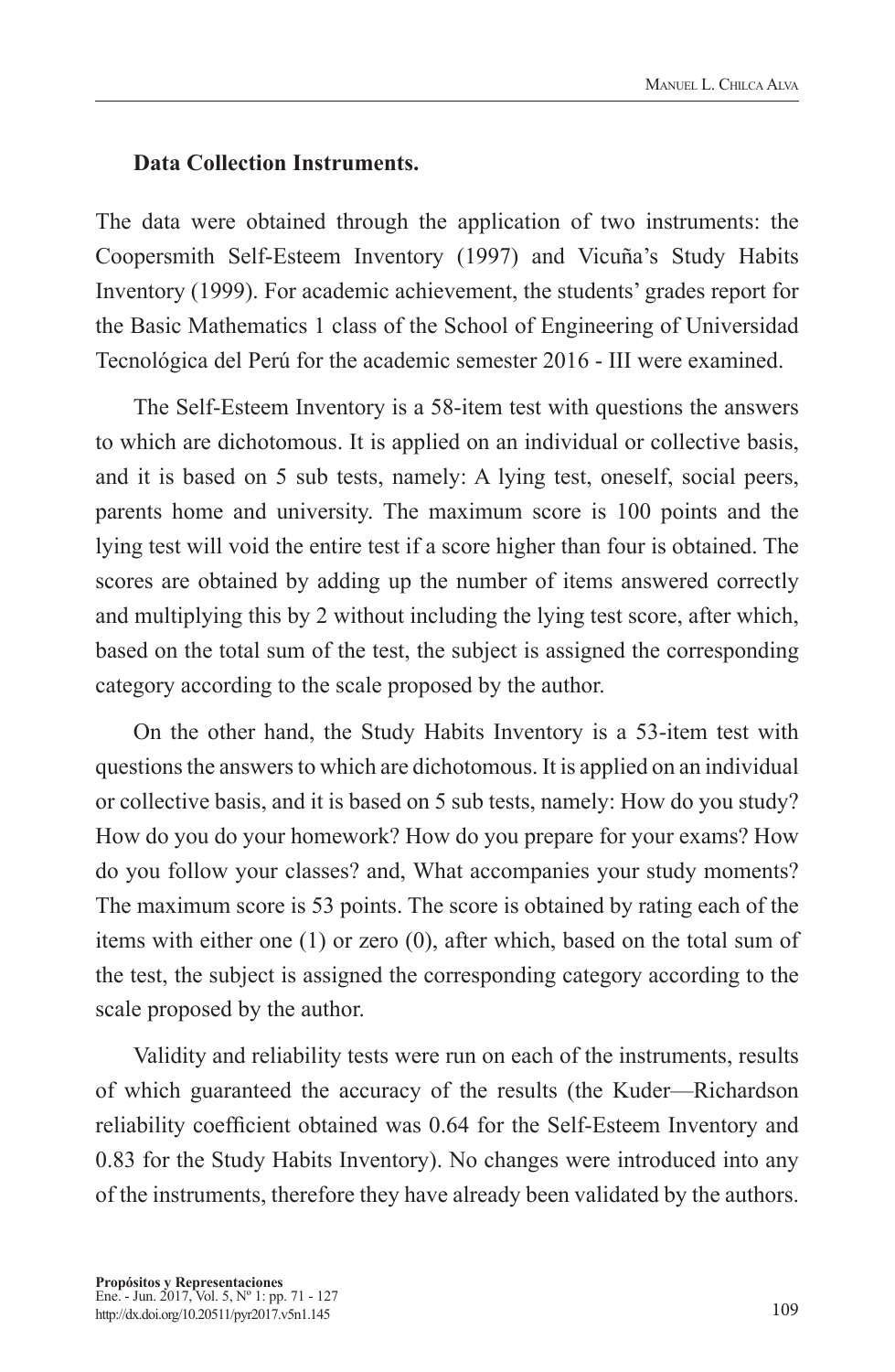**Data Collection Instruments.**

The data were obtained through the application of two instruments: the Coopersmith Self-Esteem Inventory (1997) and Vicuña's Study Habits Inventory (1999). For academic achievement, the students' grades report for the Basic Mathematics 1 class of the School of Engineering of Universidad Tecnológica del Perú for the academic semester 2016 - III were examined.

The Self-Esteem Inventory is a 58-item test with questions the answers to which are dichotomous. It is applied on an individual or collective basis, and it is based on 5 sub tests, namely: A lying test, oneself, social peers, parents home and university. The maximum score is 100 points and the lying test will void the entire test if a score higher than four is obtained. The scores are obtained by adding up the number of items answered correctly and multiplying this by 2 without including the lying test score, after which, based on the total sum of the test, the subject is assigned the corresponding category according to the scale proposed by the author.

On the other hand, the Study Habits Inventory is a 53-item test with questions the answers to which are dichotomous. It is applied on an individual or collective basis, and it is based on 5 sub tests, namely: How do you study? How do you do your homework? How do you prepare for your exams? How do you follow your classes? and, What accompanies your study moments? The maximum score is 53 points. The score is obtained by rating each of the items with either one (1) or zero (0), after which, based on the total sum of the test, the subject is assigned the corresponding category according to the scale proposed by the author.

Validity and reliability tests were run on each of the instruments, results of which guaranteed the accuracy of the results (the Kuder—Richardson reliability coefficient obtained was 0.64 for the Self-Esteem Inventory and 0.83 for the Study Habits Inventory). No changes were introduced into any of the instruments, therefore they have already been validated by the authors.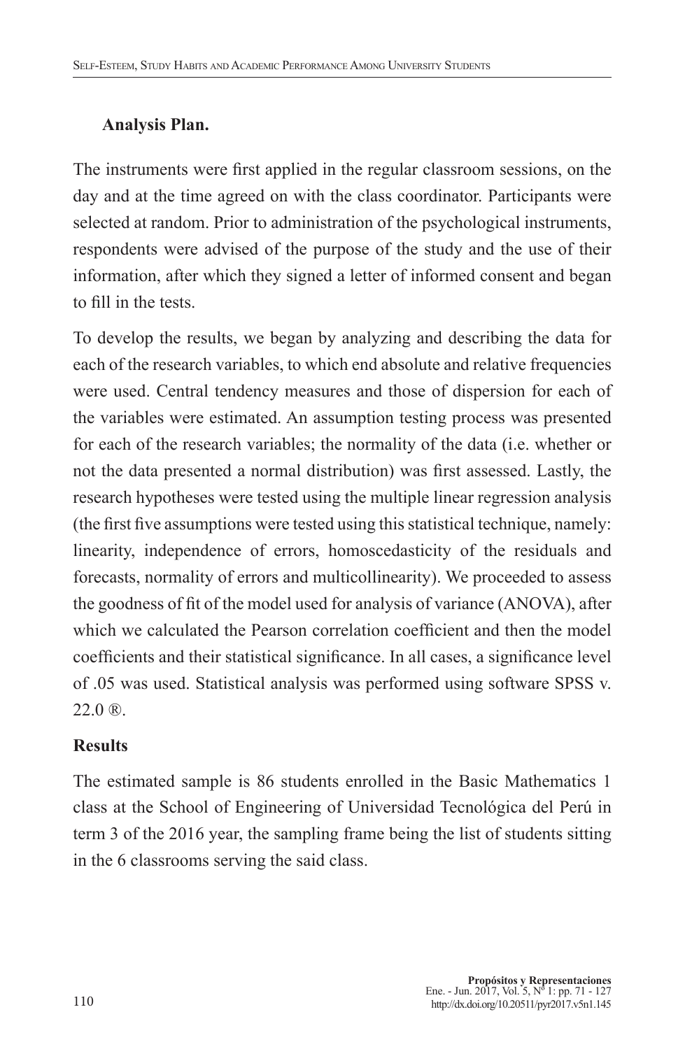### Analysis Plan.

The instruments were first applied in the regular classroom sessions, on the day and at the time agreed on with the class coordinator. Participants were selected at random. Prior to administration of the psychological instruments, respondents were advised of the purpose of the study and the use of their information, after which they signed a letter of informed consent and began to fill in the tests.

To develop the results, we began by analyzing and describing the data for each of the research variables, to which end absolute and relative frequencies were used. Central tendency measures and those of dispersion for each of the variables were estimated. An assumption testing process was presented for each of the research variables; the normality of the data (i.e. whether or not the data presented a normal distribution) was first assessed. Lastly, the research hypotheses were tested using the multiple linear regression analysis (the first five assumptions were tested using this statistical technique, namely: linearity, independence of errors, homoscedasticity of the residuals and forecasts, normality of errors and multicollinearity). We proceeded to assess the goodness of fit of the model used for analysis of variance (ANOVA), after which we calculated the Pearson correlation coefficient and then the model coefficients and their statistical significance. In all cases, a significance level of .05 was used. Statistical analysis was performed using software SPSS v. 22.0 ®.

## Results

The estimated sample is 86 students enrolled in the Basic Mathematics 1 class at the School of Engineering of Universidad Tecnológica del Perú in term 3 of the 2016 year, the sampling frame being the list of students sitting in the 6 classrooms serving the said class.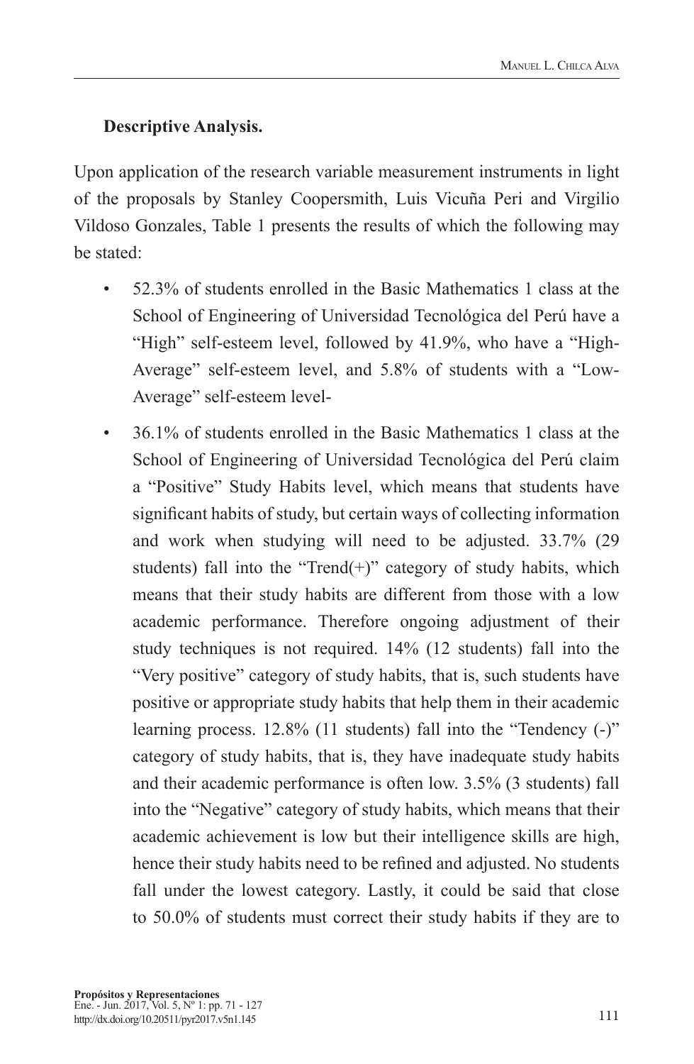**Descriptive Analysis.**

Upon application of the research variable measurement instruments in light of the proposals by Stanley Coopersmith, Luis Vicuña Peri and Virgilio Vildoso Gonzales, Table 1 presents the results of which the following may be stated:

- 52.3% of students enrolled in the Basic Mathematics 1 class at the School of Engineering of Universidad Tecnológica del Perú have a "High" self-esteem level, followed by 41.9%, who have a "High-Average" self-esteem level, and 5.8% of students with a "Low-Average" self-esteem level-
- 36.1% of students enrolled in the Basic Mathematics 1 class at the School of Engineering of Universidad Tecnológica del Perú claim a "Positive" Study Habits level, which means that students have significant habits of study, but certain ways of collecting information and work when studying will need to be adjusted. 33.7% (29 students) fall into the "Trend(+)" category of study habits, which means that their study habits are different from those with a low academic performance. Therefore ongoing adjustment of their study techniques is not required. 14% (12 students) fall into the "Very positive" category of study habits, that is, such students have positive or appropriate study habits that help them in their academic learning process. 12.8% (11 students) fall into the "Tendency (-)" category of study habits, that is, they have inadequate study habits and their academic performance is often low. 3.5% (3 students) fall into the "Negative" category of study habits, which means that their academic achievement is low but their intelligence skills are high, hence their study habits need to be refined and adjusted. No students fall under the lowest category. Lastly, it could be said that close to 50.0% of students must correct their study habits if they are to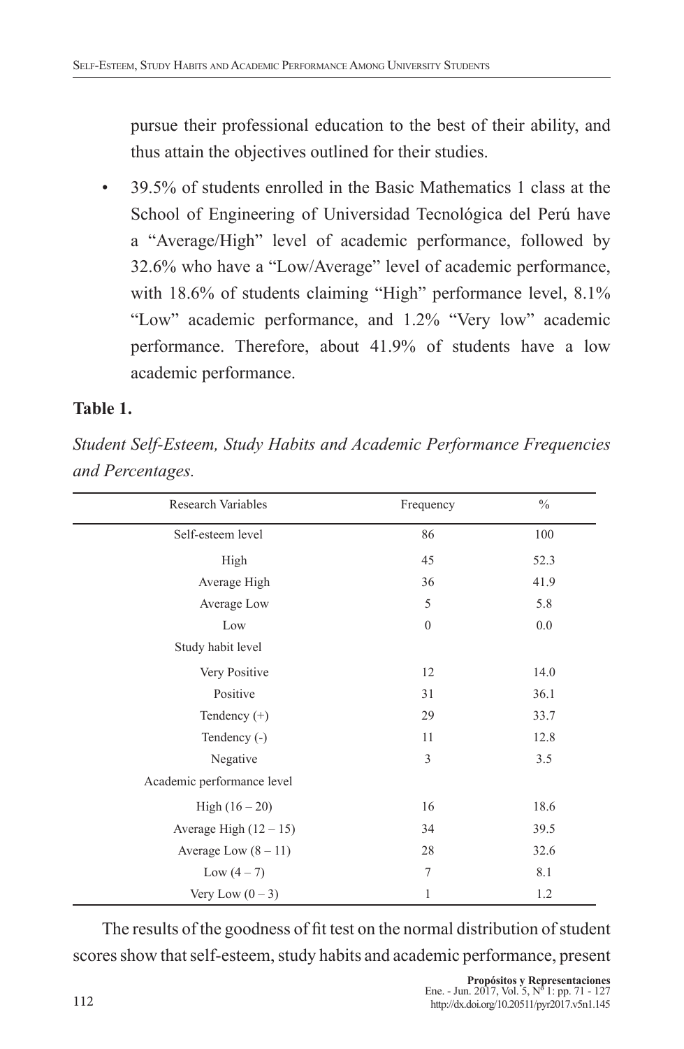pursue their professional education to the best of their ability, and thus attain the objectives outlined for their studies.

- 39.5% of students enrolled in the Basic Mathematics 1 class at the School of Engineering of Universidad Tecnológica del Perú have a “Average/High” level of academic performance, followed by 32.6% who have a “Low/Average” level of academic performance, with 18.6% of students claiming “High” performance level, 8.1% “Low” academic performance, and 1.2% “Very low” academic performance. Therefore, about 41.9% of students have a low academic performance.

**Table 1.**

*Student Self-Esteem, Study Habits and Academic Performance Frequencies and Percentages.*

| Research Variables | Frequency | % |
|---|---|---|
| Self-esteem level | 86 | 100 |
| High | 45 | 52.3 |
| Average High | 36 | 41.9 |
| Average Low | 5 | 5.8 |
| Low | 0 | 0.0 |
| Study habit level | | |
| Very Positive | 12 | 14.0 |
| Positive | 31 | 36.1 |
| Tendency (+) | 29 | 33.7 |
| Tendency (-) | 11 | 12.8 |
| Negative | 3 | 3.5 |
| Academic performance level | | |
| High (16 – 20) | 16 | 18.6 |
| Average High (12 – 15) | 34 | 39.5 |
| Average Low (8 – 11) | 28 | 32.6 |
| Low (4 – 7) | 7 | 8.1 |
| Very Low (0 – 3) | 1 | 1.2 |

The results of the goodness of fit test on the normal distribution of student scores show that self-esteem, study habits and academic performance, present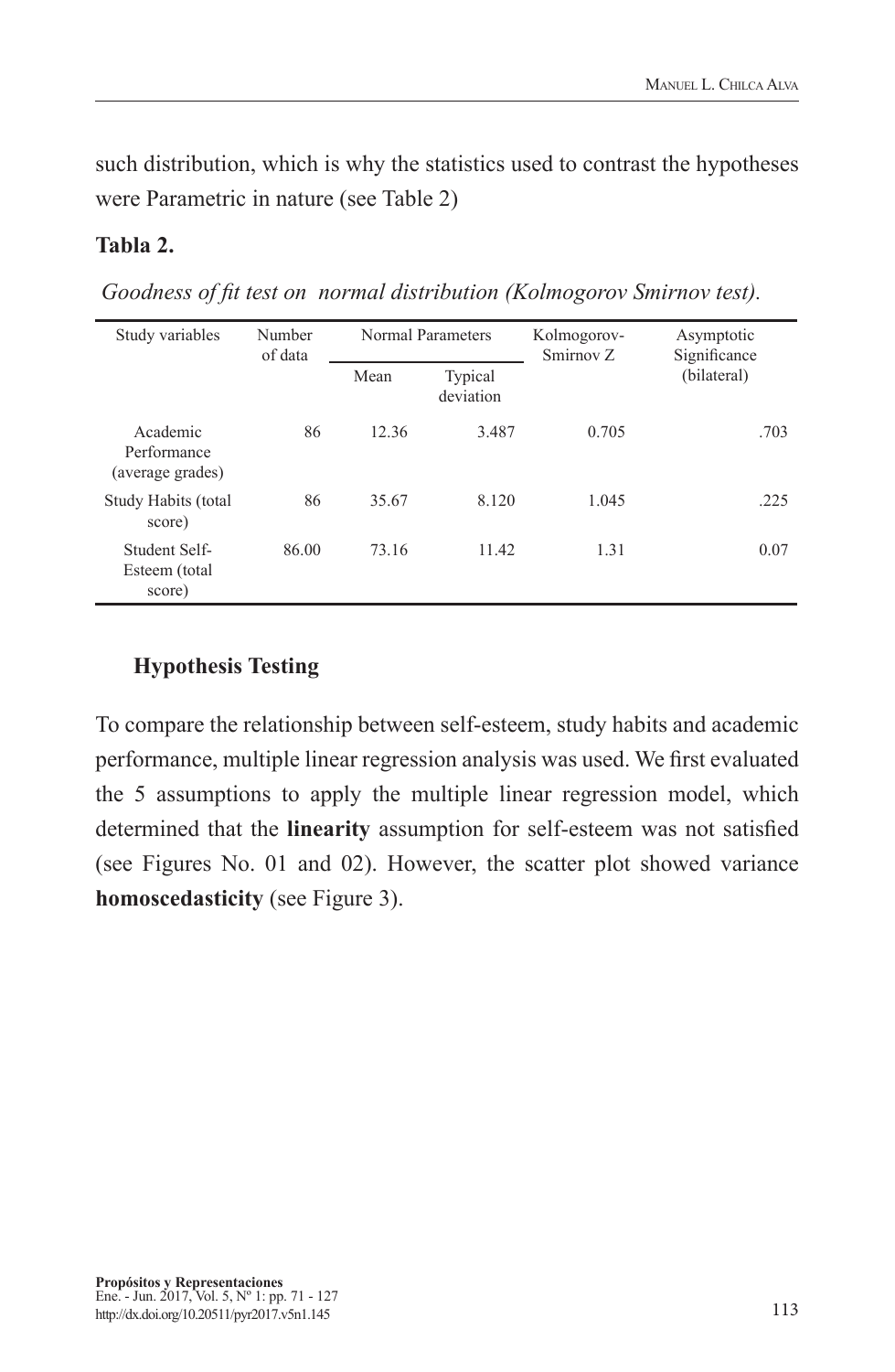such distribution, which is why the statistics used to contrast the hypotheses were Parametric in nature (see Table 2)

**Tabla 2.**

*Goodness of fit test on normal distribution (Kolmogorov Smirnov test).*

| Study variables | Number of data | Normal Parameters | | Kolmogorov-Smirnov Z | Asymptotic Significance (bilateral) |
|---|---|---|---|---|---|
| | | Mean | Typical deviation | | |
| Academic Performance (average grades) | 86 | 12.36 | 3.487 | 0.705 | .703 |
| Study Habits (total score) | 86 | 35.67 | 8.120 | 1.045 | .225 |
| Student Self-Esteem (total score) | 86.00 | 73.16 | 11.42 | 1.31 | 0.07 |

## Hypothesis Testing

To compare the relationship between self-esteem, study habits and academic performance, multiple linear regression analysis was used. We first evaluated the 5 assumptions to apply the multiple linear regression model, which determined that the **linearity** assumption for self-esteem was not satisfied (see Figures No. 01 and 02). However, the scatter plot showed variance **homoscedasticity** (see Figure 3).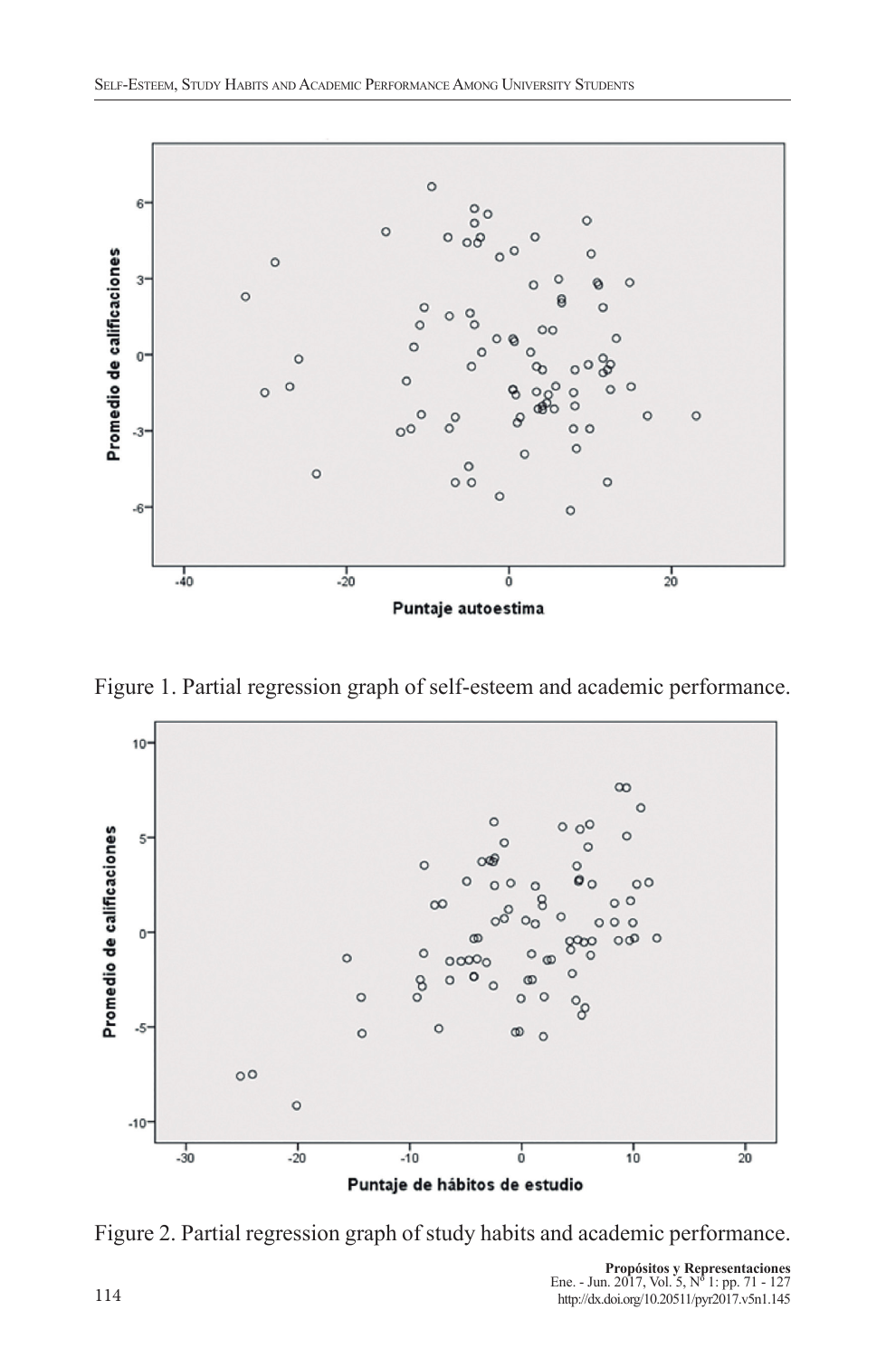Figure 1. Partial regression graph of self-esteem and academic performance.

Figure 2. Partial regression graph of study habits and academic performance.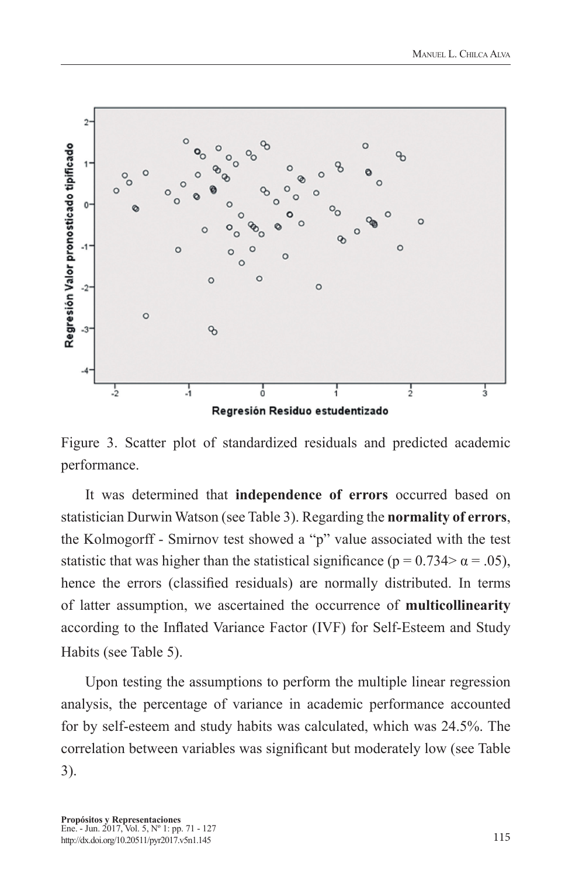Figure 3. Scatter plot of standardized residuals and predicted academic performance.

It was determined that **independence of errors** occurred based on statistician Durwin Watson (see Table 3). Regarding the **normality of errors**, the Kolmogorff - Smirnov test showed a "p" value associated with the test statistic that was higher than the statistical significance ($p = 0.734 > \alpha = .05$), hence the errors (classified residuals) are normally distributed. In terms of latter assumption, we ascertained the occurrence of **multicollinearity** according to the Inflated Variance Factor (IVF) for Self-Esteem and Study Habits (see Table 5).

Upon testing the assumptions to perform the multiple linear regression analysis, the percentage of variance in academic performance accounted for by self-esteem and study habits was calculated, which was 24.5%. The correlation between variables was significant but moderately low (see Table 3).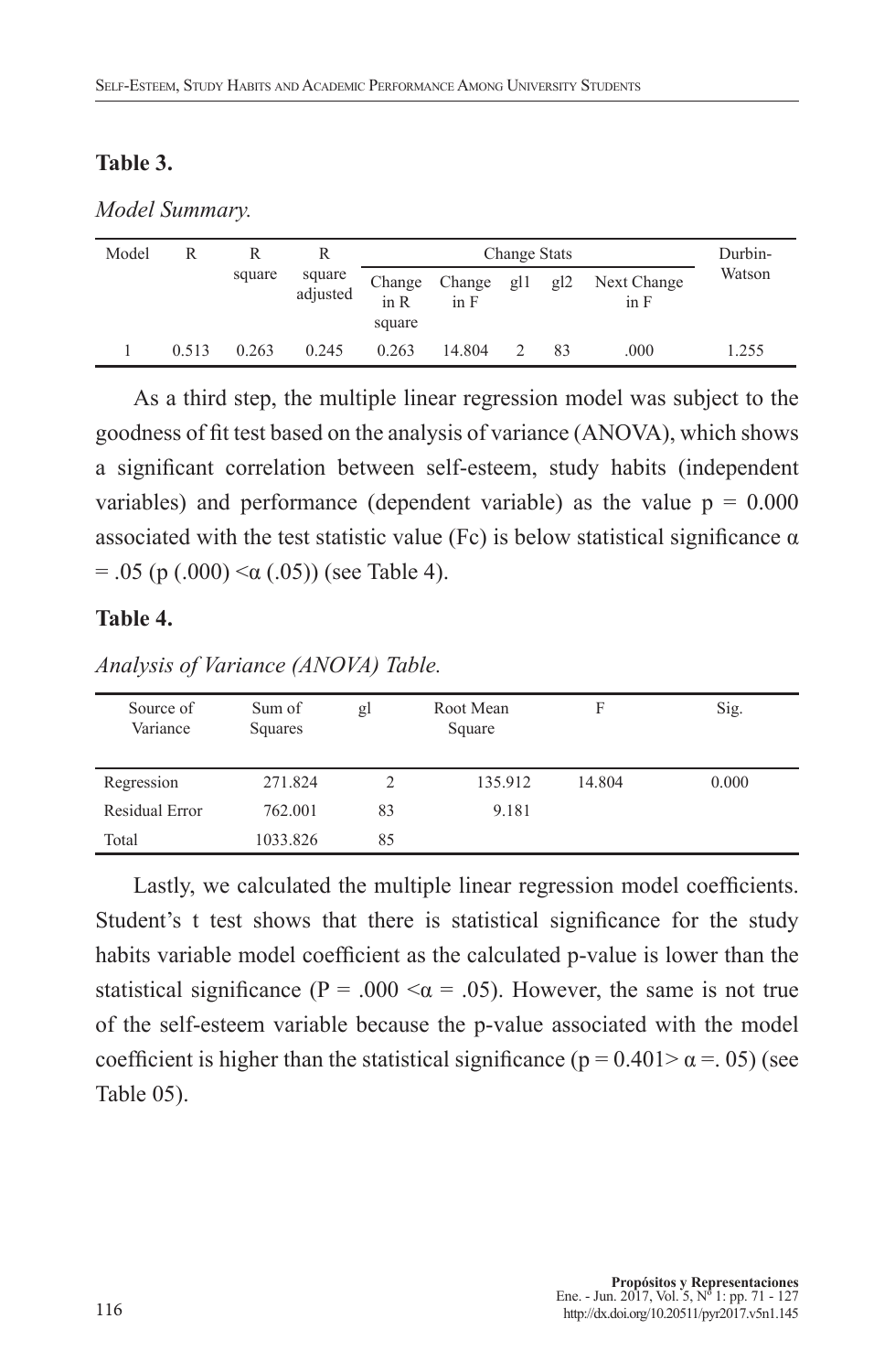**Table 3.**

*Model Summary.*

| Model | R | R square | R square adjusted | Change Stats | | | | | Durbin-Watson |
|---|---|---|---|---|---|---|---|---|---|
| | | | | Change in R square | Change in F | gl1 | gl2 | Next Change in F | |
| 1 | 0.513 | 0.263 | 0.245 | 0.263 | 14.804 | 2 | 83 | .000 | 1.255 |

As a third step, the multiple linear regression model was subject to the goodness of fit test based on the analysis of variance (ANOVA), which shows a significant correlation between self-esteem, study habits (independent variables) and performance (dependent variable) as the value $p = 0.000$ associated with the test statistic value (Fc) is below statistical significance $\alpha = .05$ ($p (.000) < \alpha (.05)$) (see Table 4).

**Table 4.**

*Analysis of Variance (ANOVA) Table.*

| Source of Variance | Sum of Squares | gl | Root Mean Square | F | Sig. |
|---|---|---|---|---|---|
| Regression | 271.824 | 2 | 135.912 | 14.804 | 0.000 |
| Residual Error | 762.001 | 83 | 9.181 | | |
| Total | 1033.826 | 85 | | | |

Lastly, we calculated the multiple linear regression model coefficients. Student's t test shows that there is statistical significance for the study habits variable model coefficient as the calculated p-value is lower than the statistical significance ($P = .000 < \alpha = .05$). However, the same is not true of the self-esteem variable because the p-value associated with the model coefficient is higher than the statistical significance ($p = 0.401 > \alpha = .05$) (see Table 05).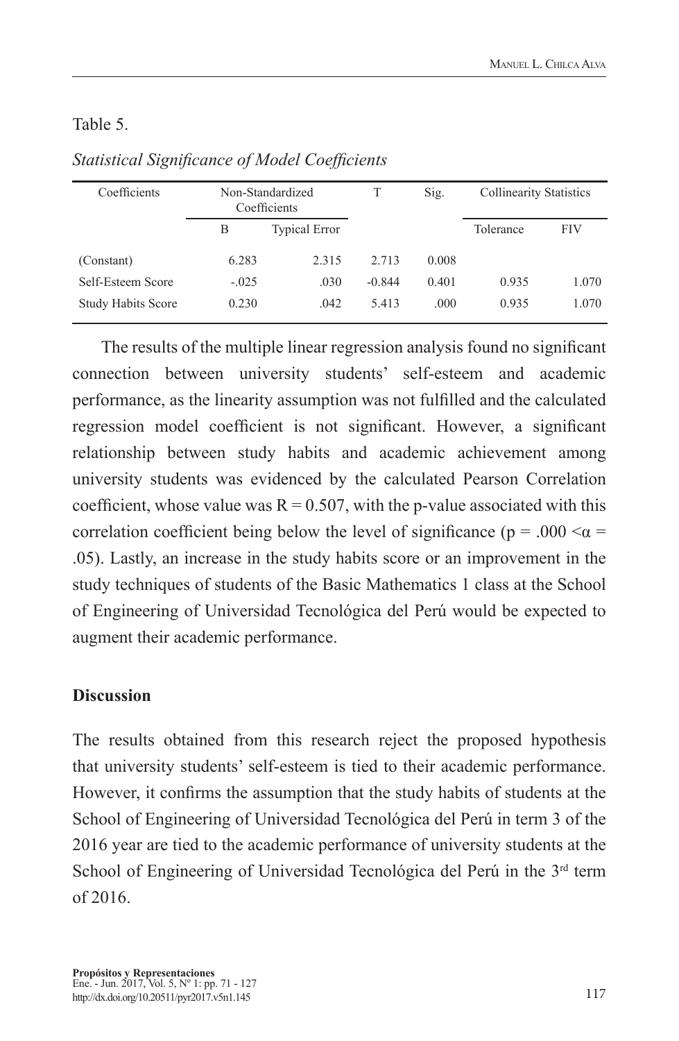Table 5.

*Statistical Significance of Model Coefficients*

| Coefficients | Non-Standardized Coefficients | | T | Sig. | Collinearity Statistics | |
|---|---|---|---|---|---|---|
| | B | Typical Error | | | Tolerance | FIV |
| (Constant) | 6.283 | 2.315 | 2.713 | 0.008 | | |
| Self-Esteem Score | -.025 | .030 | -0.844 | 0.401 | 0.935 | 1.070 |
| Study Habits Score | 0.230 | .042 | 5.413 | .000 | 0.935 | 1.070 |

The results of the multiple linear regression analysis found no significant connection between university students' self-esteem and academic performance, as the linearity assumption was not fulfilled and the calculated regression model coefficient is not significant. However, a significant relationship between study habits and academic achievement among university students was evidenced by the calculated Pearson Correlation coefficient, whose value was $R = 0.507$, with the p-value associated with this correlation coefficient being below the level of significance ($p = .000 < \alpha = .05$). Lastly, an increase in the study habits score or an improvement in the study techniques of students of the Basic Mathematics 1 class at the School of Engineering of Universidad Tecnológica del Perú would be expected to augment their academic performance.

## Discussion

The results obtained from this research reject the proposed hypothesis that university students' self-esteem is tied to their academic performance. However, it confirms the assumption that the study habits of students at the School of Engineering of Universidad Tecnológica del Perú in term 3 of the 2016 year are tied to the academic performance of university students at the School of Engineering of Universidad Tecnológica del Perú in the 3rd term of 2016.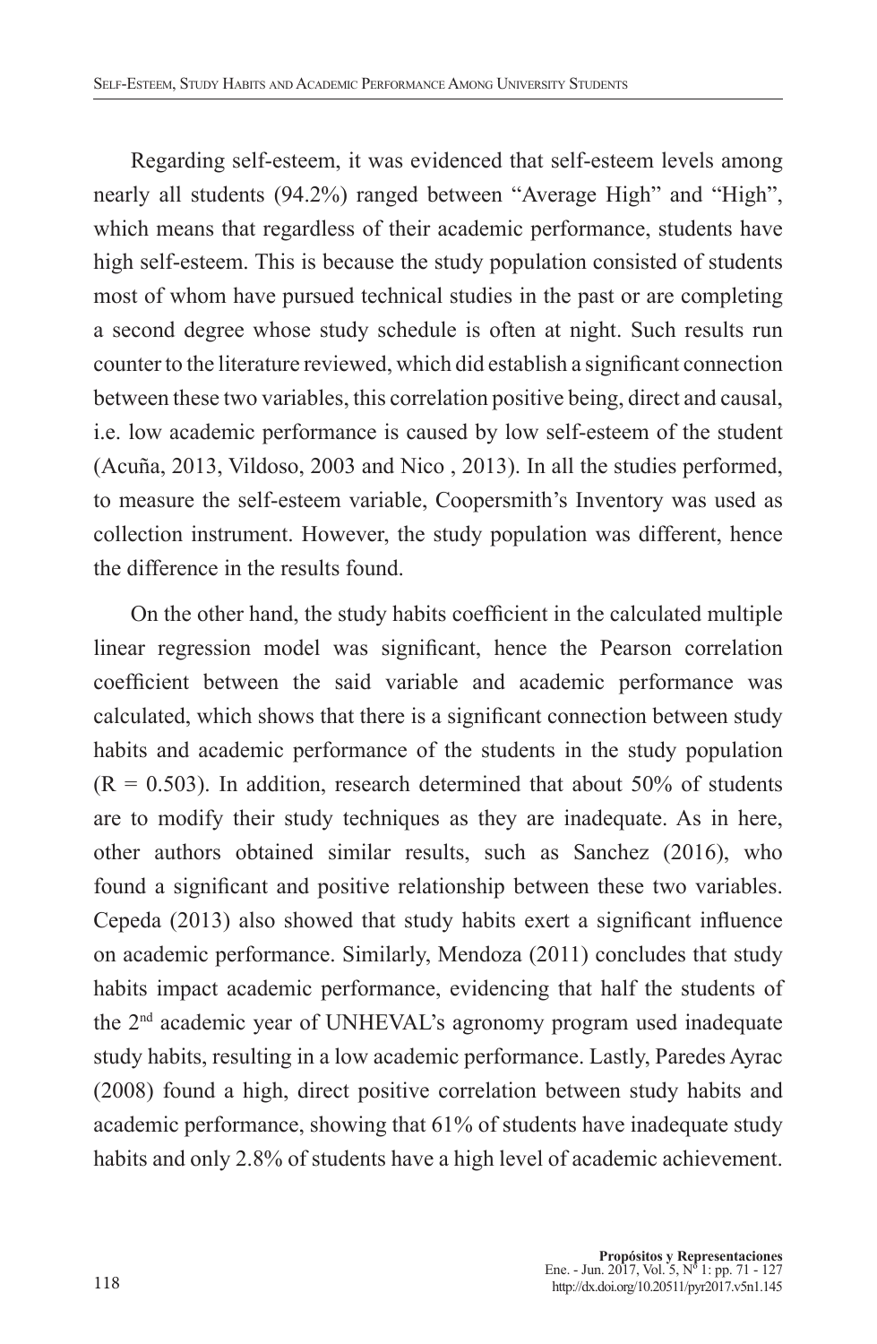Regarding self-esteem, it was evidenced that self-esteem levels among nearly all students (94.2%) ranged between "Average High" and "High", which means that regardless of their academic performance, students have high self-esteem. This is because the study population consisted of students most of whom have pursued technical studies in the past or are completing a second degree whose study schedule is often at night. Such results run counter to the literature reviewed, which did establish a significant connection between these two variables, this correlation positive being, direct and causal, i.e. low academic performance is caused by low self-esteem of the student (Acuña, 2013, Vildoso, 2003 and Nico , 2013). In all the studies performed, to measure the self-esteem variable, Coopersmith's Inventory was used as collection instrument. However, the study population was different, hence the difference in the results found.

On the other hand, the study habits coefficient in the calculated multiple linear regression model was significant, hence the Pearson correlation coefficient between the said variable and academic performance was calculated, which shows that there is a significant connection between study habits and academic performance of the students in the study population ($R = 0.503$). In addition, research determined that about 50% of students are to modify their study techniques as they are inadequate. As in here, other authors obtained similar results, such as Sanchez (2016), who found a significant and positive relationship between these two variables. Cepeda (2013) also showed that study habits exert a significant influence on academic performance. Similarly, Mendoza (2011) concludes that study habits impact academic performance, evidencing that half the students of the 2nd academic year of UNHEVAL's agronomy program used inadequate study habits, resulting in a low academic performance. Lastly, Paredes Ayrac (2008) found a high, direct positive correlation between study habits and academic performance, showing that 61% of students have inadequate study habits and only 2.8% of students have a high level of academic achievement.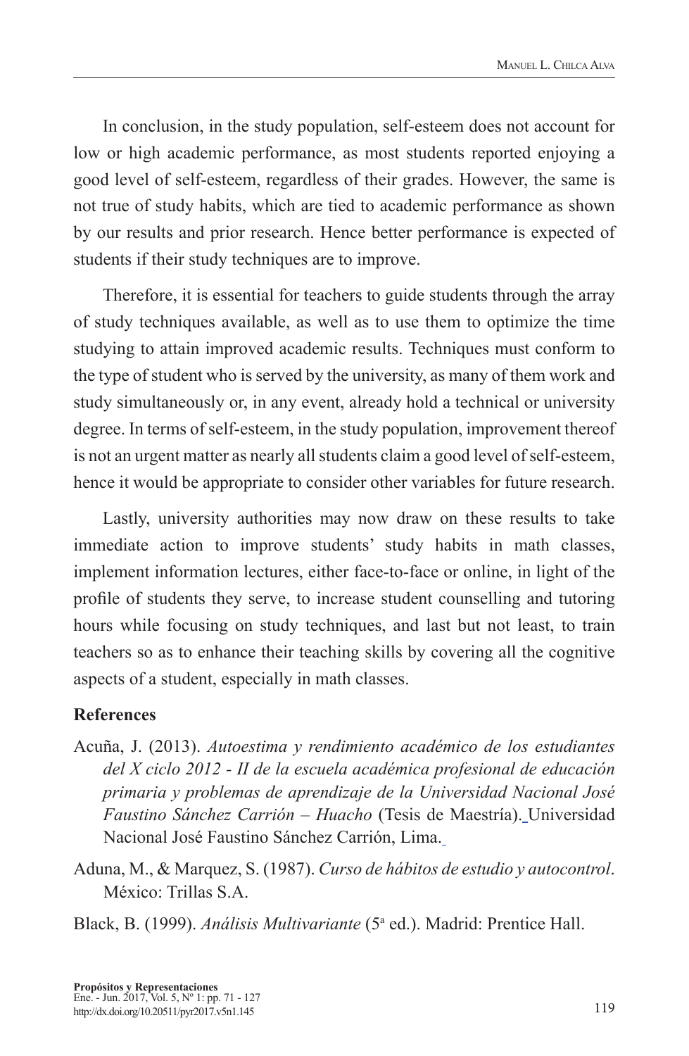In conclusion, in the study population, self-esteem does not account for low or high academic performance, as most students reported enjoying a good level of self-esteem, regardless of their grades. However, the same is not true of study habits, which are tied to academic performance as shown by our results and prior research. Hence better performance is expected of students if their study techniques are to improve.

Therefore, it is essential for teachers to guide students through the array of study techniques available, as well as to use them to optimize the time studying to attain improved academic results. Techniques must conform to the type of student who is served by the university, as many of them work and study simultaneously or, in any event, already hold a technical or university degree. In terms of self-esteem, in the study population, improvement thereof is not an urgent matter as nearly all students claim a good level of self-esteem, hence it would be appropriate to consider other variables for future research.

Lastly, university authorities may now draw on these results to take immediate action to improve students' study habits in math classes, implement information lectures, either face-to-face or online, in light of the profile of students they serve, to increase student counselling and tutoring hours while focusing on study techniques, and last but not least, to train teachers so as to enhance their teaching skills by covering all the cognitive aspects of a student, especially in math classes.

## References

Acuña, J. (2013). *Autoestima y rendimiento académico de los estudiantes del X ciclo 2012 - II de la escuela académica profesional de educación primaria y problemas de aprendizaje de la Universidad Nacional José Faustino Sánchez Carrión – Huacho* (Tesis de Maestría). Universidad Nacional José Faustino Sánchez Carrión, Lima.

Aduna, M., & Marquez, S. (1987). *Curso de hábitos de estudio y autocontrol*. México: Trillas S.A.

Black, B. (1999). *Análisis Multivariante* (5ª ed.). Madrid: Prentice Hall.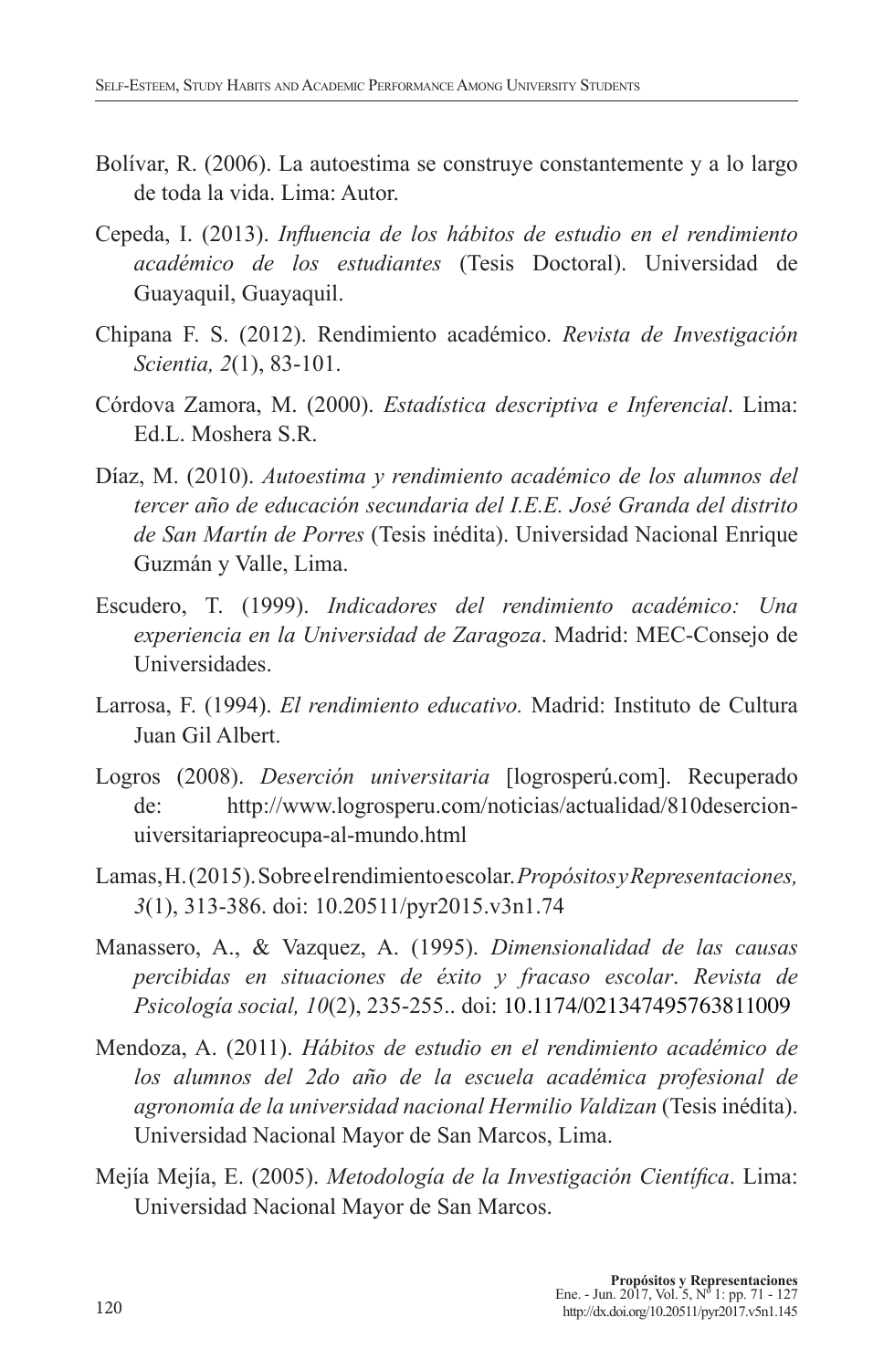Bolívar, R. (2006). La autoestima se construye constantemente y a lo largo de toda la vida. Lima: Autor.

Cepeda, I. (2013). *Influencia de los hábitos de estudio en el rendimiento académico de los estudiantes* (Tesis Doctoral). Universidad de Guayaquil, Guayaquil.

Chipana F. S. (2012). Rendimiento académico. *Revista de Investigación Scientia, 2*(1), 83-101.

Córdova Zamora, M. (2000). *Estadística descriptiva e Inferencial*. Lima: Ed.L. Moshera S.R.

Díaz, M. (2010). *Autoestima y rendimiento académico de los alumnos del tercer año de educación secundaria del I.E.E. José Granda del distrito de San Martín de Porres* (Tesis inédita). Universidad Nacional Enrique Guzmán y Valle, Lima.

Escudero, T. (1999). *Indicadores del rendimiento académico: Una experiencia en la Universidad de Zaragoza*. Madrid: MEC-Consejo de Universidades.

Larrosa, F. (1994). *El rendimiento educativo.* Madrid: Instituto de Cultura Juan Gil Albert.

Logros (2008). *Deserción universitaria* [logrosperú.com]. Recuperado de: http://www.logrosperu.com/noticias/actualidad/810desercion-uiversitariapreocupa-al-mundo.html

Lamas, H. (2015). Sobre el rendimiento escolar. *Propósitos y Representaciones, 3*(1), 313-386. doi: 10.20511/pyr2015.v3n1.74

Manassero, A., & Vazquez, A. (1995). *Dimensionalidad de las causas percibidas en situaciones de éxito y fracaso escolar*. *Revista de Psicología social, 10*(2), 235-255.. doi: 10.1174/021347495763811009

Mendoza, A. (2011). *Hábitos de estudio en el rendimiento académico de los alumnos del 2do año de la escuela académica profesional de agronomía de la universidad nacional Hermilio Valdizan* (Tesis inédita). Universidad Nacional Mayor de San Marcos, Lima.

Mejía Mejía, E. (2005). *Metodología de la Investigación Científica*. Lima: Universidad Nacional Mayor de San Marcos.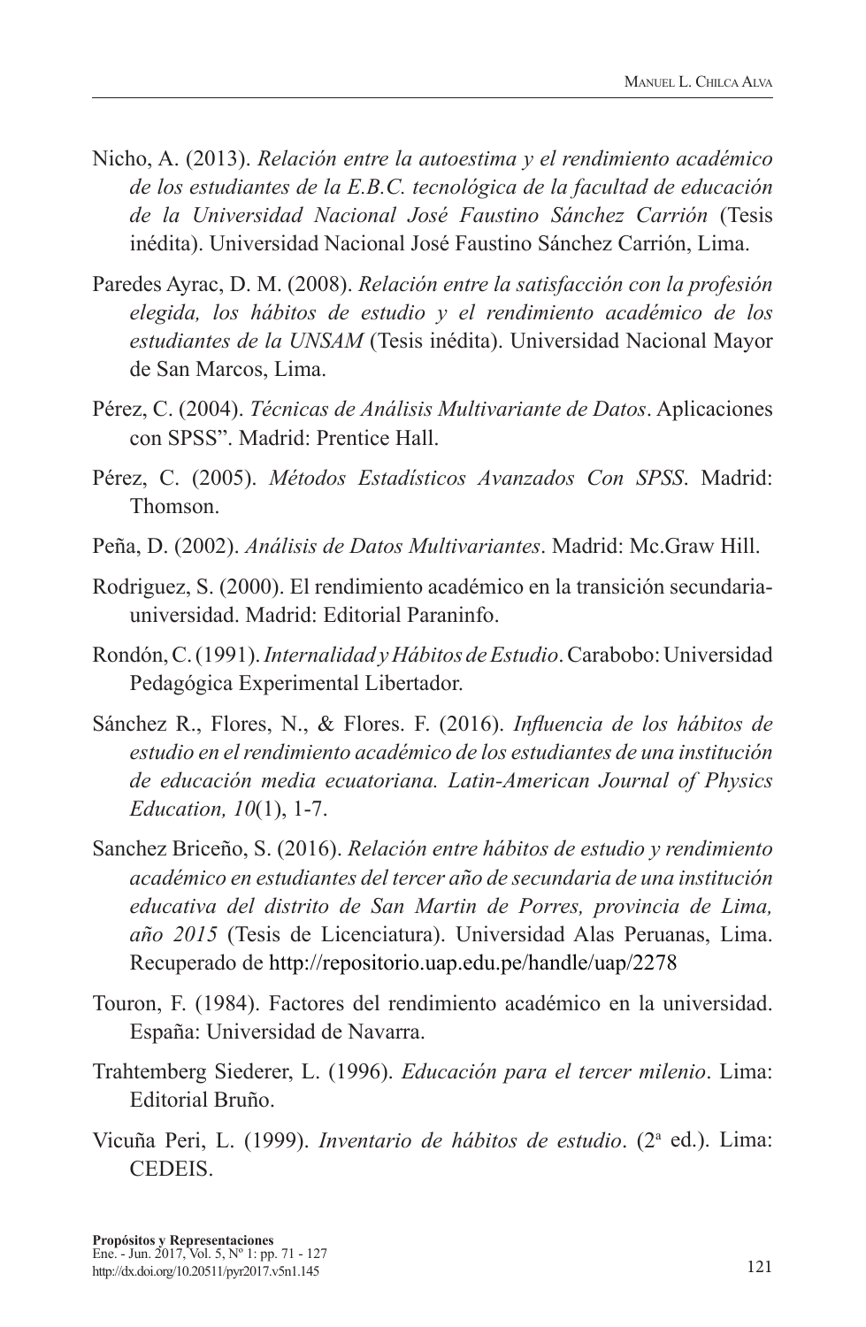Nicho, A. (2013). *Relación entre la autoestima y el rendimiento académico de los estudiantes de la E.B.C. tecnológica de la facultad de educación de la Universidad Nacional José Faustino Sánchez Carrión* (Tesis inédita). Universidad Nacional José Faustino Sánchez Carrión, Lima.

Paredes Ayrac, D. M. (2008). *Relación entre la satisfacción con la profesión elegida, los hábitos de estudio y el rendimiento académico de los estudiantes de la UNSAM* (Tesis inédita). Universidad Nacional Mayor de San Marcos, Lima.

Pérez, C. (2004). *Técnicas de Análisis Multivariante de Datos*. Aplicaciones con SPSS". Madrid: Prentice Hall.

Pérez, C. (2005). *Métodos Estadísticos Avanzados Con SPSS*. Madrid: Thomson.

Peña, D. (2002). *Análisis de Datos Multivariantes*. Madrid: Mc.Graw Hill.

Rodriguez, S. (2000). El rendimiento académico en la transición secundaria-universidad. Madrid: Editorial Paraninfo.

Rondón, C. (1991). *Internalidad y Hábitos de Estudio*. Carabobo: Universidad Pedagógica Experimental Libertador.

Sánchez R., Flores, N., & Flores. F. (2016). *Influencia de los hábitos de estudio en el rendimiento académico de los estudiantes de una institución de educación media ecuatoriana. Latin-American Journal of Physics Education, 10*(1), 1-7.

Sanchez Briceño, S. (2016). *Relación entre hábitos de estudio y rendimiento académico en estudiantes del tercer año de secundaria de una institución educativa del distrito de San Martin de Porres, provincia de Lima, año 2015* (Tesis de Licenciatura). Universidad Alas Peruanas, Lima. Recuperado de http://repositorio.uap.edu.pe/handle/uap/2278

Touron, F. (1984). Factores del rendimiento académico en la universidad. España: Universidad de Navarra.

Trahtemberg Siederer, L. (1996). *Educación para el tercer milenio*. Lima: Editorial Bruño.

Vicuña Peri, L. (1999). *Inventario de hábitos de estudio*. (2ª ed.). Lima: CEDEIS.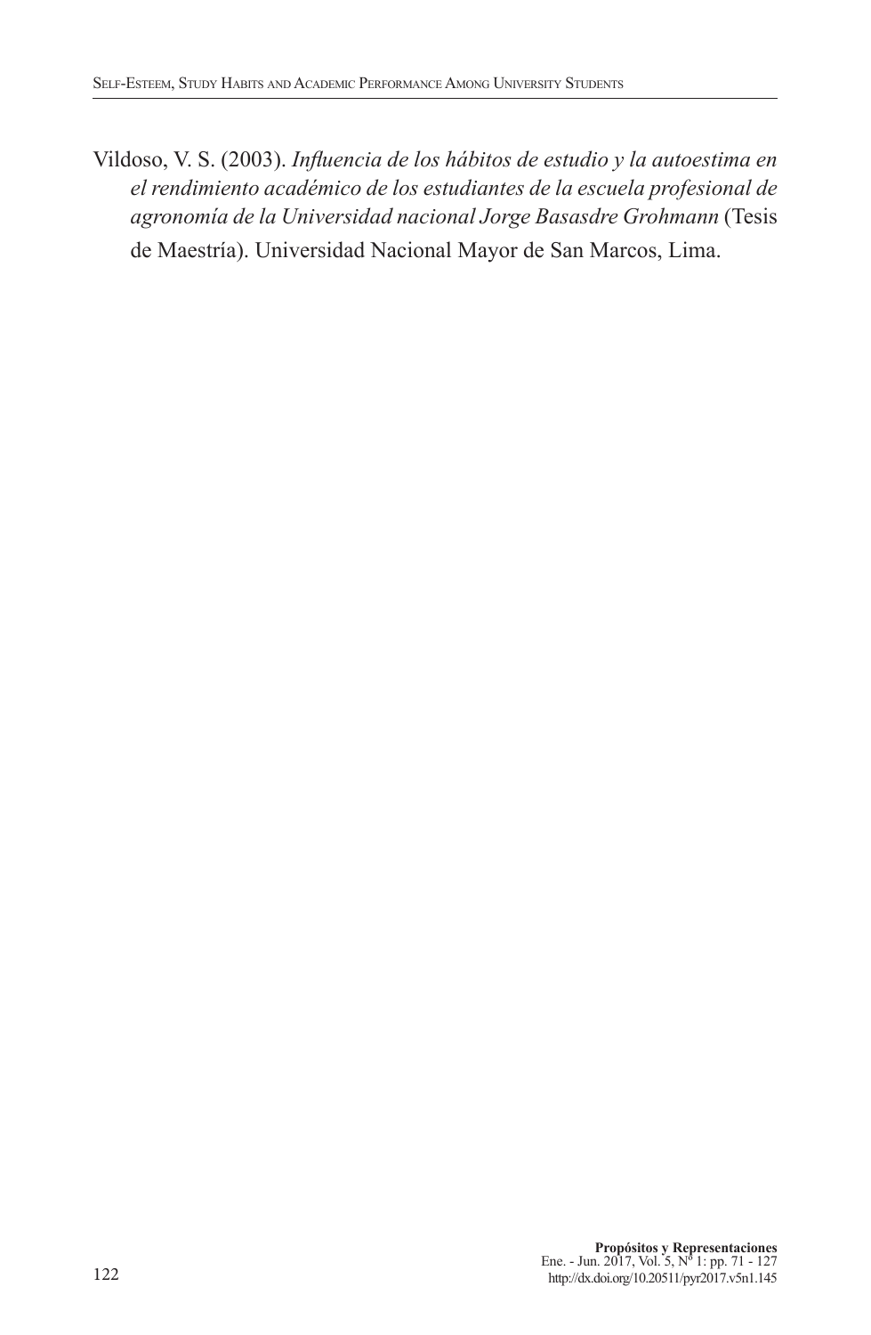Vildoso, V. S. (2003). *Influencia de los hábitos de estudio y la autoestima en el rendimiento académico de los estudiantes de la escuela profesional de agronomía de la Universidad nacional Jorge Basasdre Grohmann* (Tesis de Maestría). Universidad Nacional Mayor de San Marcos, Lima.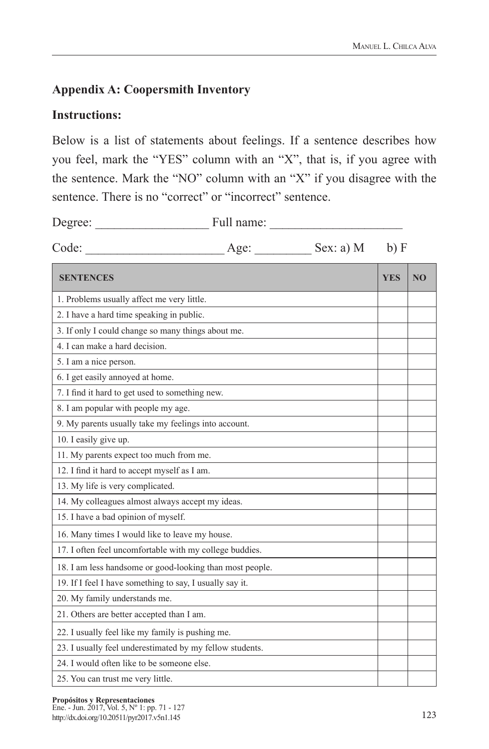## Appendix A: Coopersmith Inventory

### Instructions:

Below is a list of statements about feelings. If a sentence describes how you feel, mark the "YES" column with an "X", that is, if you agree with the sentence. Mark the "NO" column with an "X" if you disagree with the sentence. There is no "correct" or "incorrect" sentence.

Degree: _________________ Full name: ____________________

Code: _____________________ Age: ________ Sex: a) M   b) F

| SENTENCES | YES | NO |
|---|---|---|
| 1. Problems usually affect me very little. | | |
| 2. I have a hard time speaking in public. | | |
| 3. If only I could change so many things about me. | | |
| 4. I can make a hard decision. | | |
| 5. I am a nice person. | | |
| 6. I get easily annoyed at home. | | |
| 7. I find it hard to get used to something new. | | |
| 8. I am popular with people my age. | | |
| 9. My parents usually take my feelings into account. | | |
| 10. I easily give up. | | |
| 11. My parents expect too much from me. | | |
| 12. I find it hard to accept myself as I am. | | |
| 13. My life is very complicated. | | |
| 14. My colleagues almost always accept my ideas. | | |
| 15. I have a bad opinion of myself. | | |
| 16. Many times I would like to leave my house. | | |
| 17. I often feel uncomfortable with my college buddies. | | |
| 18. I am less handsome or good-looking than most people. | | |
| 19. If I feel I have something to say, I usually say it. | | |
| 20. My family understands me. | | |
| 21. Others are better accepted than I am. | | |
| 22. I usually feel like my family is pushing me. | | |
| 23. I usually feel underestimated by my fellow students. | | |
| 24. I would often like to be someone else. | | |
| 25. You can trust me very little. | | |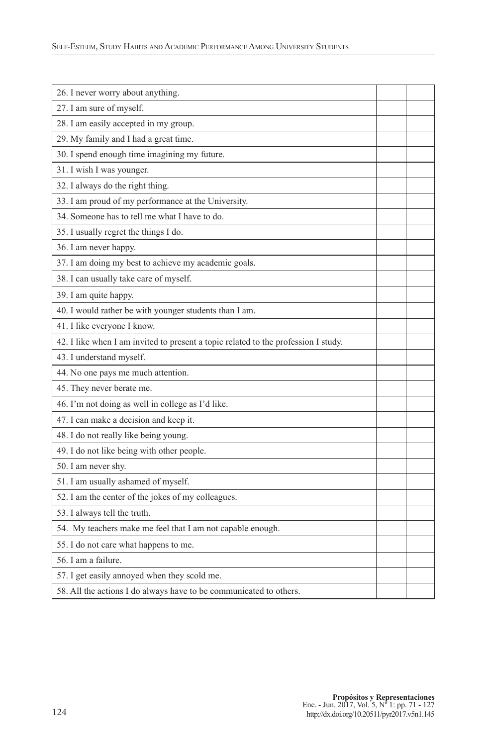| | | |
|---|---|---|
| 26. I never worry about anything. | | |
| 27. I am sure of myself. | | |
| 28. I am easily accepted in my group. | | |
| 29. My family and I had a great time. | | |
| 30. I spend enough time imagining my future. | | |
| 31. I wish I was younger. | | |
| 32. I always do the right thing. | | |
| 33. I am proud of my performance at the University. | | |
| 34. Someone has to tell me what I have to do. | | |
| 35. I usually regret the things I do. | | |
| 36. I am never happy. | | |
| 37. I am doing my best to achieve my academic goals. | | |
| 38. I can usually take care of myself. | | |
| 39. I am quite happy. | | |
| 40. I would rather be with younger students than I am. | | |
| 41. I like everyone I know. | | |
| 42. I like when I am invited to present a topic related to the profession I study. | | |
| 43. I understand myself. | | |
| 44. No one pays me much attention. | | |
| 45. They never berate me. | | |
| 46. I'm not doing as well in college as I'd like. | | |
| 47. I can make a decision and keep it. | | |
| 48. I do not really like being young. | | |
| 49. I do not like being with other people. | | |
| 50. I am never shy. | | |
| 51. I am usually ashamed of myself. | | |
| 52. I am the center of the jokes of my colleagues. | | |
| 53. I always tell the truth. | | |
| 54. My teachers make me feel that I am not capable enough. | | |
| 55. I do not care what happens to me. | | |
| 56. I am a failure. | | |
| 57. I get easily annoyed when they scold me. | | |
| 58. All the actions I do always have to be communicated to others. | | |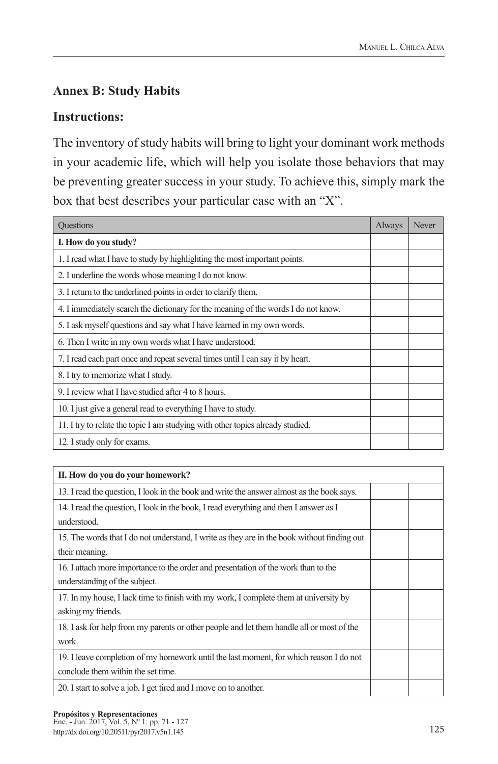## Annex B: Study Habits

### Instructions:

The inventory of study habits will bring to light your dominant work methods in your academic life, which will help you isolate those behaviors that may be preventing greater success in your study. To achieve this, simply mark the box that best describes your particular case with an "X".

| Questions | Always | Never |
|---|---|---|
| **I. How do you study?** | | |
| 1. I read what I have to study by highlighting the most important points. | | |
| 2. I underline the words whose meaning I do not know. | | |
| 3. I return to the underlined points in order to clarify them. | | |
| 4. I immediately search the dictionary for the meaning of the words I do not know. | | |
| 5. I ask myself questions and say what I have learned in my own words. | | |
| 6. Then I write in my own words what I have understood. | | |
| 7. I read each part once and repeat several times until I can say it by heart. | | |
| 8. I try to memorize what I study. | | |
| 9. I review what I have studied after 4 to 8 hours. | | |
| 10. I just give a general read to everything I have to study. | | |
| 11. I try to relate the topic I am studying with other topics already studied. | | |
| 12. I study only for exams. | | |
| **II. How do you do your homework?** | | |
| 13. I read the question, I look in the book and write the answer almost as the book says. | | |
| 14. I read the question, I look in the book, I read everything and then I answer as I understood. | | |
| 15. The words that I do not understand, I write as they are in the book without finding out their meaning. | | |
| 16. I attach more importance to the order and presentation of the work than to the understanding of the subject. | | |
| 17. In my house, I lack time to finish with my work, I complete them at university by asking my friends. | | |
| 18. I ask for help from my parents or other people and let them handle all or most of the work. | | |
| 19. I leave completion of my homework until the last moment, for which reason I do not conclude them within the set time. | | |
| 20. I start to solve a job, I get tired and I move on to another. | | |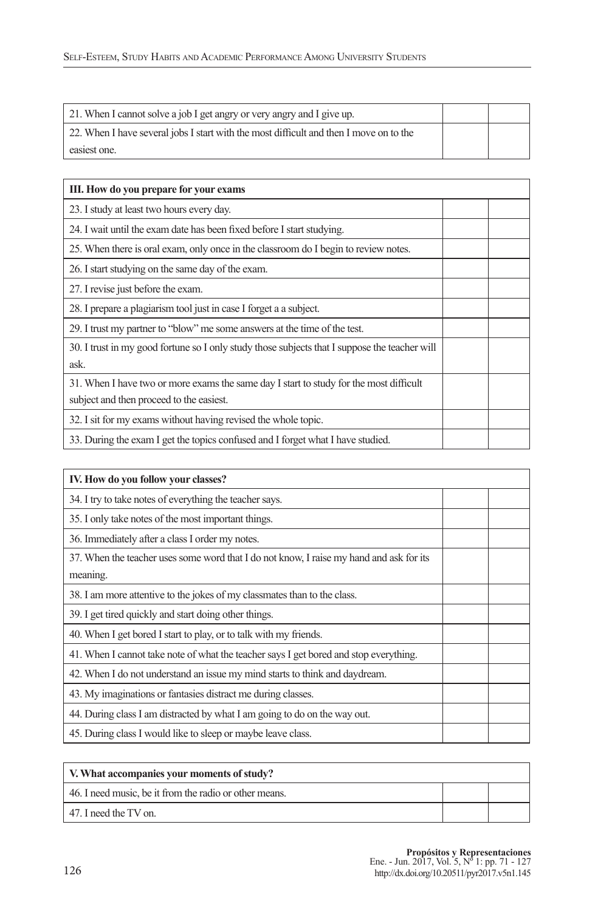| | | |
|---|---|---|
| 21. When I cannot solve a job I get angry or very angry and I give up. | | |
| 22. When I have several jobs I start with the most difficult and then I move on to the easiest one. | | |

| III. How do you prepare for your exams | | |
|---|---|---|
| 23. I study at least two hours every day. | | |
| 24. I wait until the exam date has been fixed before I start studying. | | |
| 25. When there is oral exam, only once in the classroom do I begin to review notes. | | |
| 26. I start studying on the same day of the exam. | | |
| 27. I revise just before the exam. | | |
| 28. I prepare a plagiarism tool just in case I forget a a subject. | | |
| 29. I trust my partner to "blow" me some answers at the time of the test. | | |
| 30. I trust in my good fortune so I only study those subjects that I suppose the teacher will ask. | | |
| 31. When I have two or more exams the same day I start to study for the most difficult subject and then proceed to the easiest. | | |
| 32. I sit for my exams without having revised the whole topic. | | |
| 33. During the exam I get the topics confused and I forget what I have studied. | | |

| IV. How do you follow your classes? | | |
|---|---|---|
| 34. I try to take notes of everything the teacher says. | | |
| 35. I only take notes of the most important things. | | |
| 36. Immediately after a class I order my notes. | | |
| 37. When the teacher uses some word that I do not know, I raise my hand and ask for its meaning. | | |
| 38. I am more attentive to the jokes of my classmates than to the class. | | |
| 39. I get tired quickly and start doing other things. | | |
| 40. When I get bored I start to play, or to talk with my friends. | | |
| 41. When I cannot take note of what the teacher says I get bored and stop everything. | | |
| 42. When I do not understand an issue my mind starts to think and daydream. | | |
| 43. My imaginations or fantasies distract me during classes. | | |
| 44. During class I am distracted by what I am going to do on the way out. | | |
| 45. During class I would like to sleep or maybe leave class. | | |

| V. What accompanies your moments of study? | | |
|---|---|---|
| 46. I need music, be it from the radio or other means. | | |
| 47. I need the TV on. | | |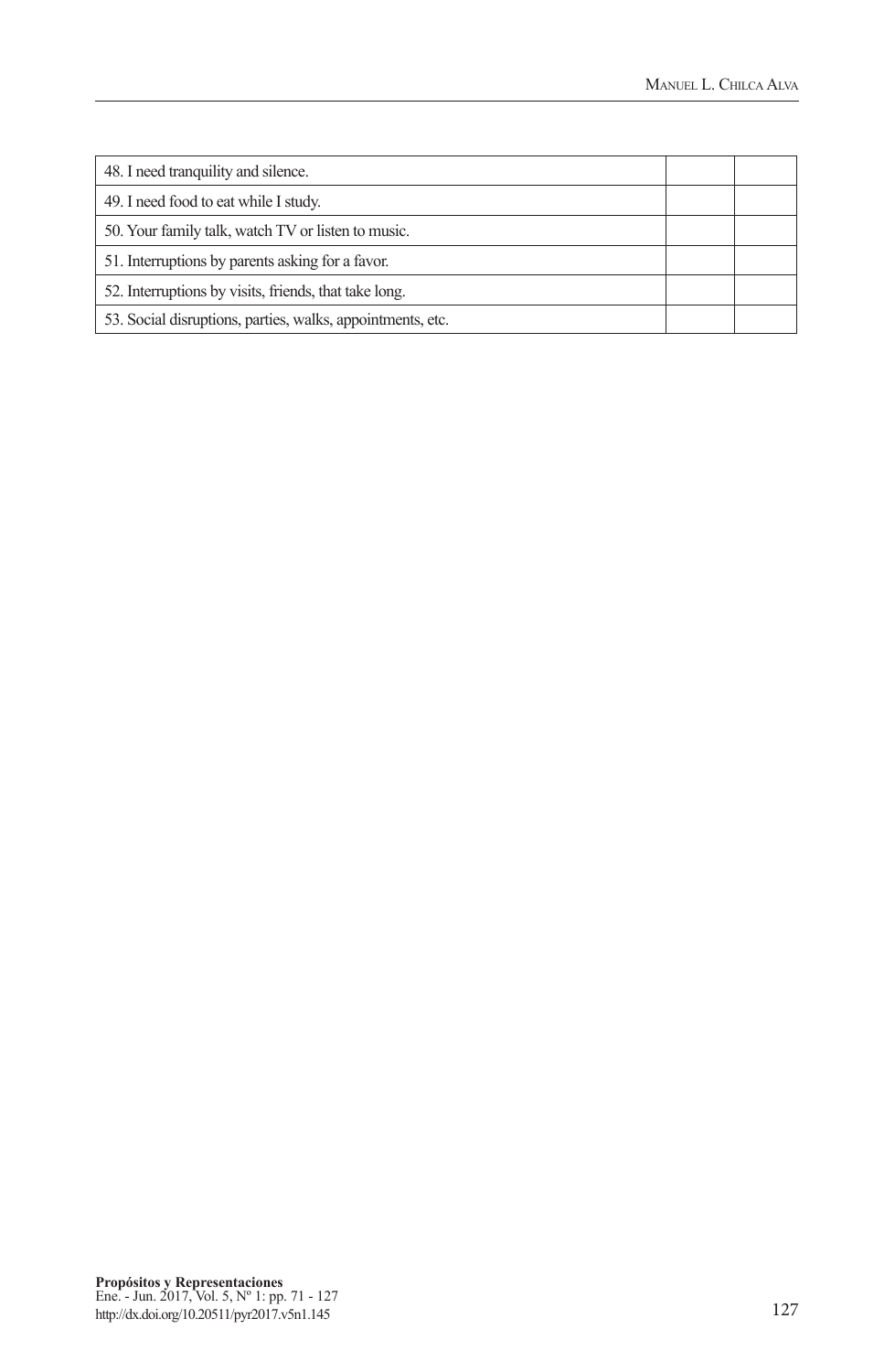| | | |
|---|---|---|
| 48. I need tranquility and silence. | | |
| 49. I need food to eat while I study. | | |
| 50. Your family talk, watch TV or listen to music. | | |
| 51. Interruptions by parents asking for a favor. | | |
| 52. Interruptions by visits, friends, that take long. | | |
| 53. Social disruptions, parties, walks, appointments, etc. | | |